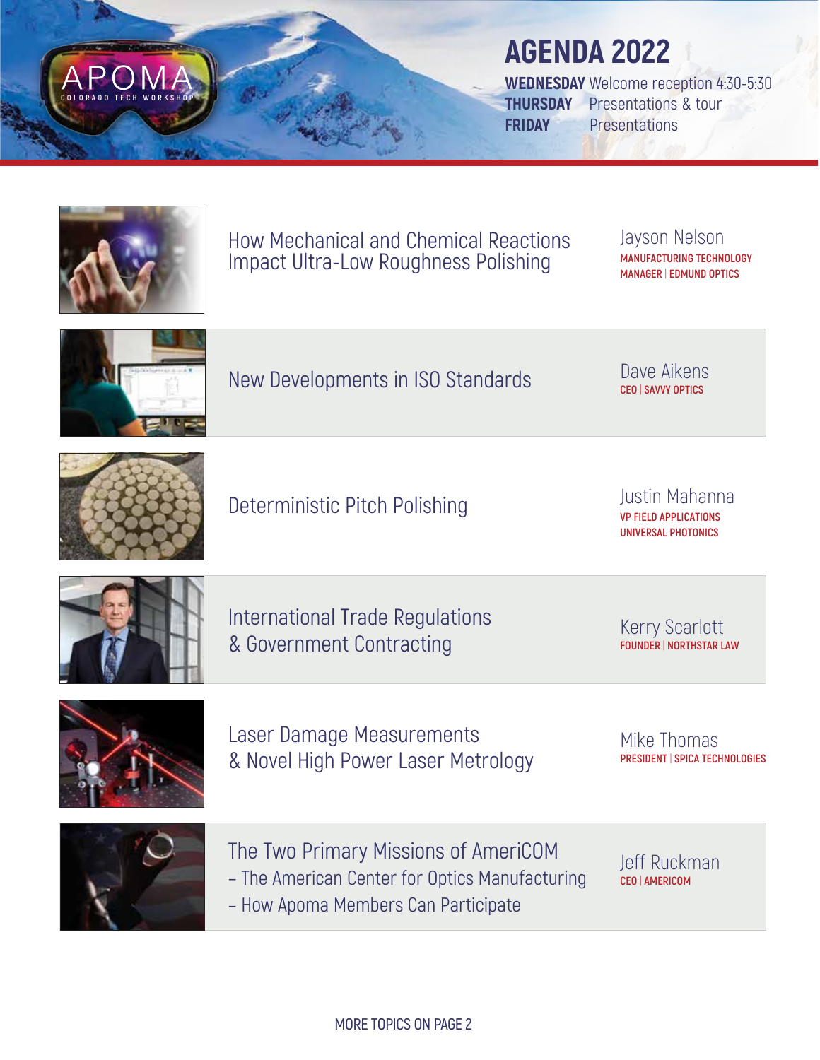APOMA

COLORADO TECH WORKSHOP

# AGENDA 2022

**WEDNESDAY** Welcome reception 4:30-5:30
**THURSDAY** Presentations & tour
**FRIDAY** Presentations

| Topic | Speaker |
| --- | --- |
| How Mechanical and Chemical Reactions Impact Ultra-Low Roughness Polishing | Jayson Nelson<br>MANUFACTURING TECHNOLOGY MANAGER \| EDMUND OPTICS |
| New Developments in ISO Standards | Dave Aikens<br>CEO \| SAVVY OPTICS |
| Deterministic Pitch Polishing | Justin Mahanna<br>VP FIELD APPLICATIONS<br>UNIVERSAL PHOTONICS |
| International Trade Regulations & Government Contracting | Kerry Scarlott<br>FOUNDER \| NORTHSTAR LAW |
| Laser Damage Measurements & Novel High Power Laser Metrology | Mike Thomas<br>PRESIDENT \| SPICA TECHNOLOGIES |
| The Two Primary Missions of AmeriCOM<br>– The American Center for Optics Manufacturing<br>– How Apoma Members Can Participate | Jeff Ruckman<br>CEO \| AMERICOM |

MORE TOPICS ON PAGE 2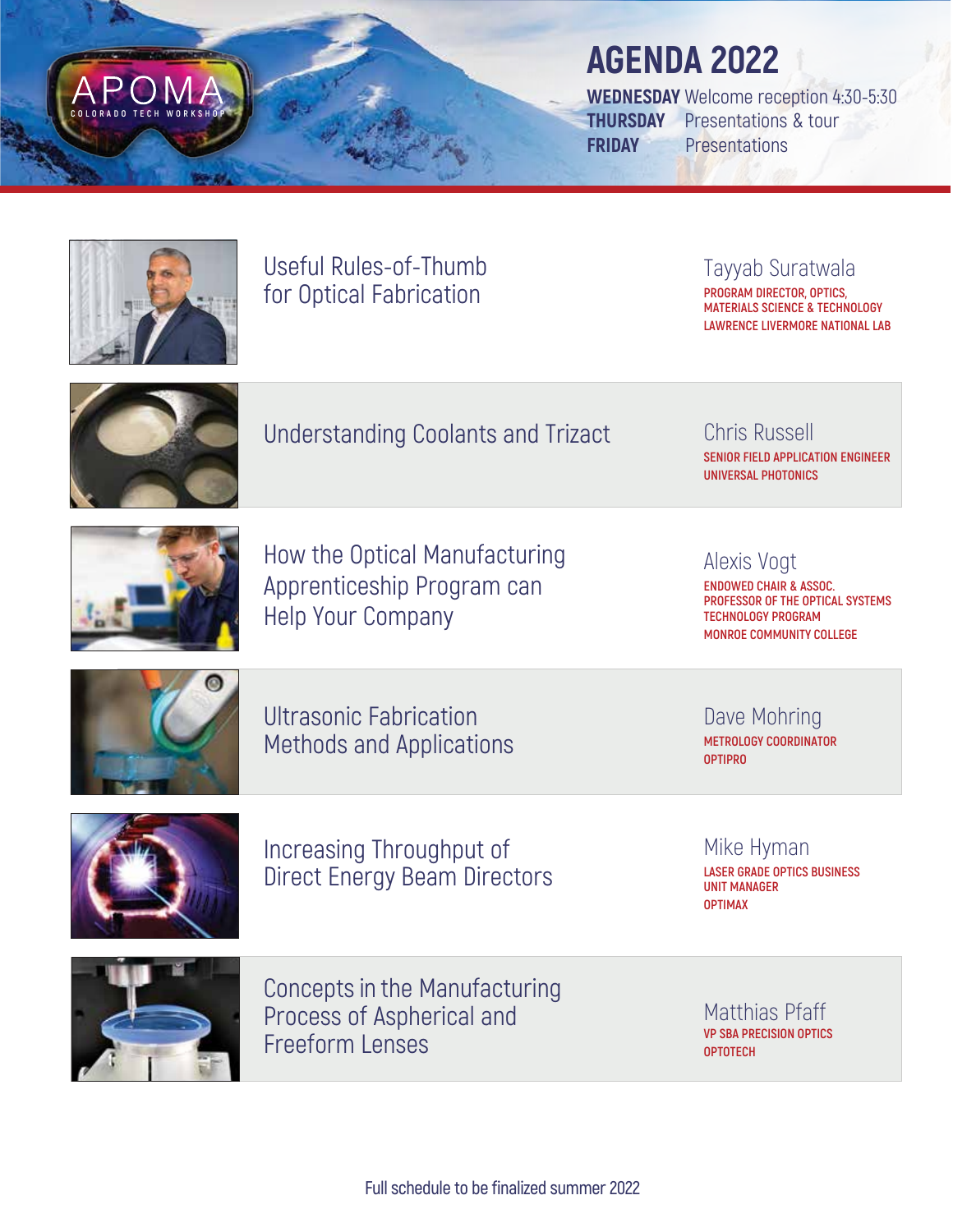APOMA

COLORADO TECH WORKSHOP

# AGENDA 2022

**WEDNESDAY** Welcome reception 4:30-5:30
**THURSDAY** Presentations & tour
**FRIDAY** Presentations

## Useful Rules-of-Thumb for Optical Fabrication

Tayyab Suratwala
PROGRAM DIRECTOR, OPTICS, MATERIALS SCIENCE & TECHNOLOGY
LAWRENCE LIVERMORE NATIONAL LAB

## Understanding Coolants and Trizact

Chris Russell
SENIOR FIELD APPLICATION ENGINEER
UNIVERSAL PHOTONICS

## How the Optical Manufacturing Apprenticeship Program can Help Your Company

Alexis Vogt
ENDOWED CHAIR & ASSOC. PROFESSOR OF THE OPTICAL SYSTEMS TECHNOLOGY PROGRAM
MONROE COMMUNITY COLLEGE

## Ultrasonic Fabrication Methods and Applications

Dave Mohring
METROLOGY COORDINATOR
OPTIPRO

## Increasing Throughput of Direct Energy Beam Directors

Mike Hyman
LASER GRADE OPTICS BUSINESS UNIT MANAGER
OPTIMAX

## Concepts in the Manufacturing Process of Aspherical and Freeform Lenses

Matthias Pfaff
VP SBA PRECISION OPTICS
OPTOTECH

Full schedule to be finalized summer 2022